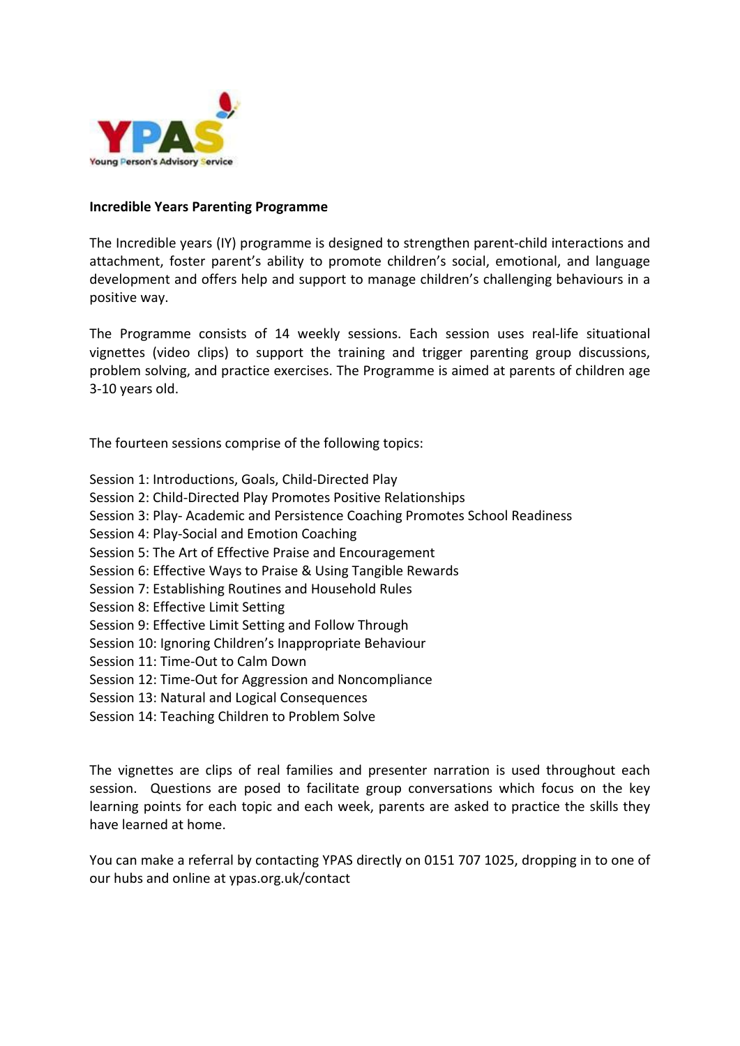# Incredible Years Parenting Programme

The Incredible years (IY) programme is designed to strengthen parent-child interactions and attachment, foster parent's ability to promote children's social, emotional, and language development and offers help and support to manage children's challenging behaviours in a positive way.

The Programme consists of 14 weekly sessions. Each session uses real-life situational vignettes (video clips) to support the training and trigger parenting group discussions, problem solving, and practice exercises. The Programme is aimed at parents of children age 3-10 years old.

The fourteen sessions comprise of the following topics:

Session 1: Introductions, Goals, Child-Directed Play
Session 2: Child-Directed Play Promotes Positive Relationships
Session 3: Play- Academic and Persistence Coaching Promotes School Readiness
Session 4: Play-Social and Emotion Coaching
Session 5: The Art of Effective Praise and Encouragement
Session 6: Effective Ways to Praise & Using Tangible Rewards
Session 7: Establishing Routines and Household Rules
Session 8: Effective Limit Setting
Session 9: Effective Limit Setting and Follow Through
Session 10: Ignoring Children's Inappropriate Behaviour
Session 11: Time-Out to Calm Down
Session 12: Time-Out for Aggression and Noncompliance
Session 13: Natural and Logical Consequences
Session 14: Teaching Children to Problem Solve

The vignettes are clips of real families and presenter narration is used throughout each session. Questions are posed to facilitate group conversations which focus on the key learning points for each topic and each week, parents are asked to practice the skills they have learned at home.

You can make a referral by contacting YPAS directly on 0151 707 1025, dropping in to one of our hubs and online at ypas.org.uk/contact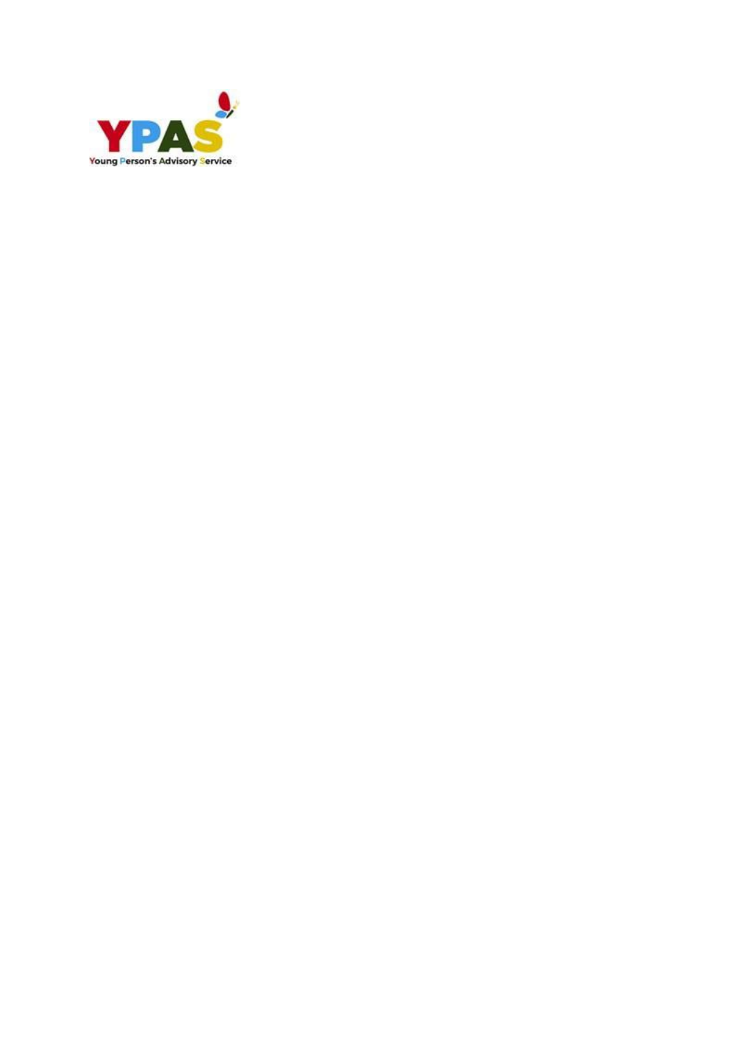YPAS

Young Person's Advisory Service